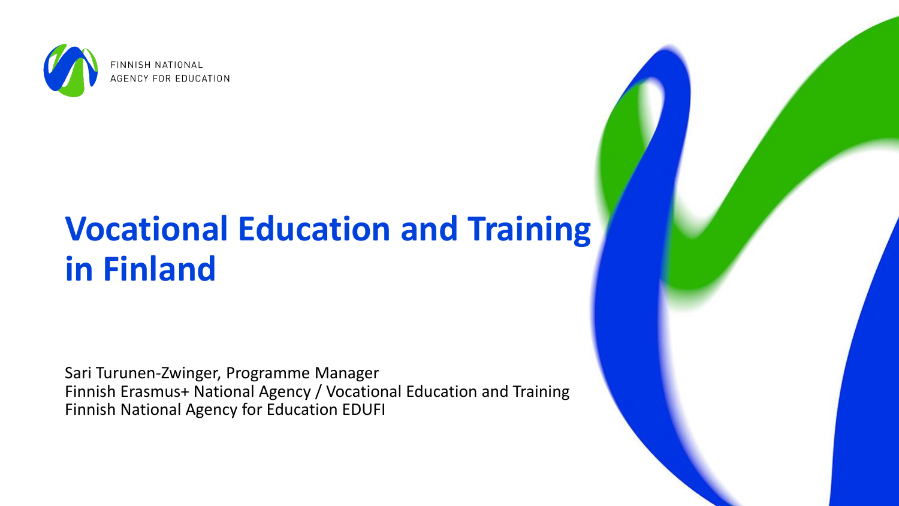FINNISH NATIONAL AGENCY FOR EDUCATION

# Vocational Education and Training in Finland

Sari Turunen-Zwinger, Programme Manager
Finnish Erasmus+ National Agency / Vocational Education and Training
Finnish National Agency for Education EDUFI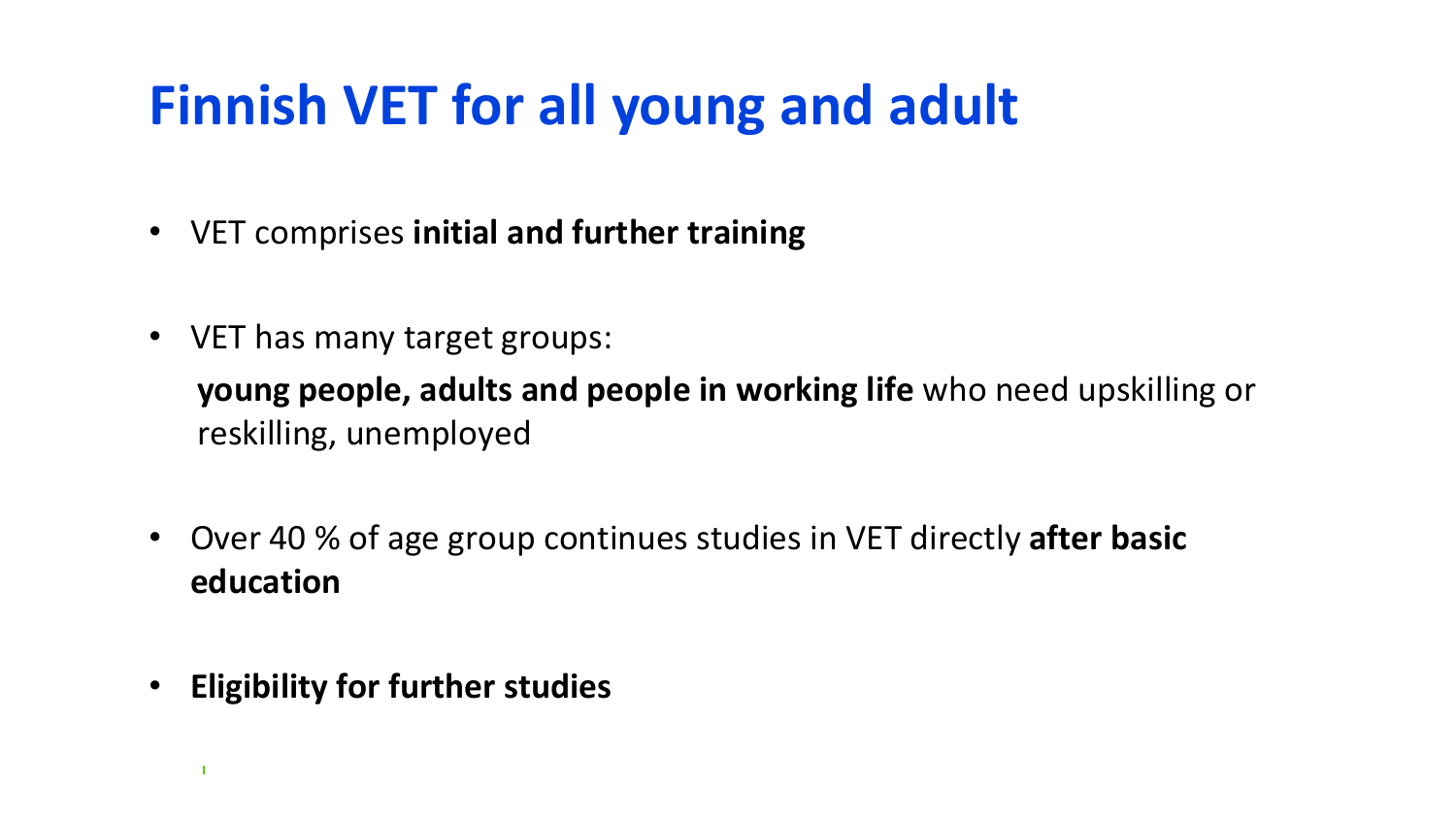# Finnish VET for all young and adult

- VET comprises **initial and further training**
- VET has many target groups:

  **young people, adults and people in working life** who need upskilling or reskilling, unemployed
- Over 40 % of age group continues studies in VET directly **after basic education**
- **Eligibility for further studies**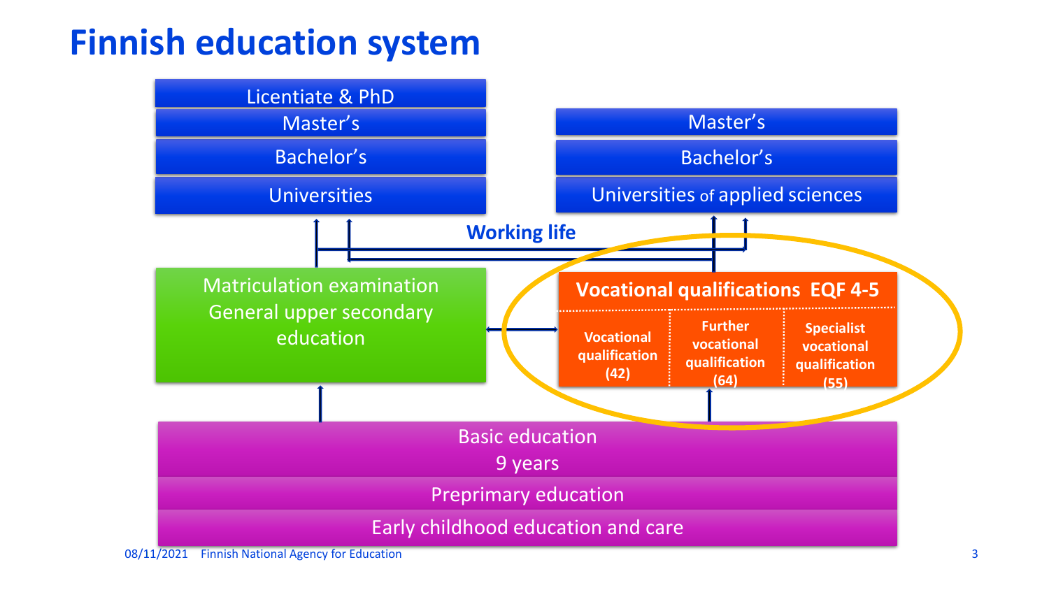# Finnish education system

Licentiate & PhD

Master's

Bachelor's

Universities

Master's

Bachelor's

Universities of applied sciences

**Working life**

Matriculation examination
General upper secondary education

**Vocational qualifications EQF 4-5**

**Vocational qualification (42)**

**Further vocational qualification (64)**

**Specialist vocational qualification (55)**

Basic education
9 years

Preprimary education

Early childhood education and care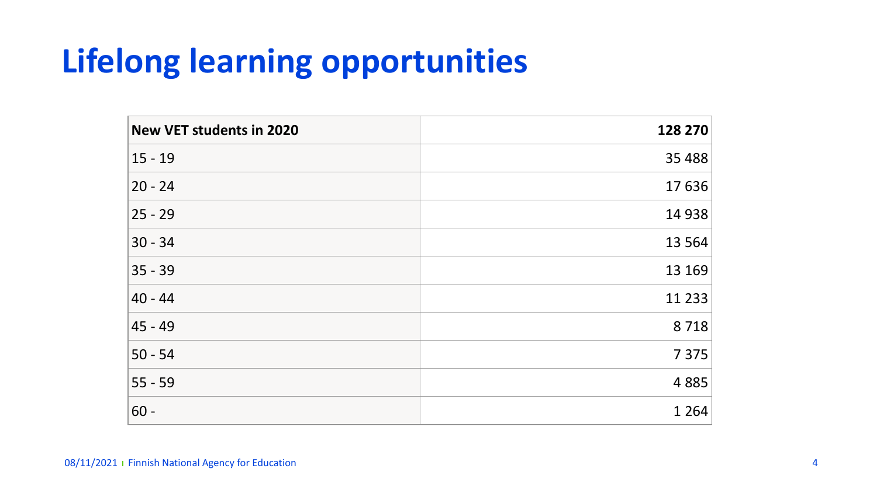# Lifelong learning opportunities

| New VET students in 2020 | 128 270 |
|---|---|
| 15 - 19 | 35 488 |
| 20 - 24 | 17 636 |
| 25 - 29 | 14 938 |
| 30 - 34 | 13 564 |
| 35 - 39 | 13 169 |
| 40 - 44 | 11 233 |
| 45 - 49 | 8 718 |
| 50 - 54 | 7 375 |
| 55 - 59 | 4 885 |
| 60 - | 1 264 |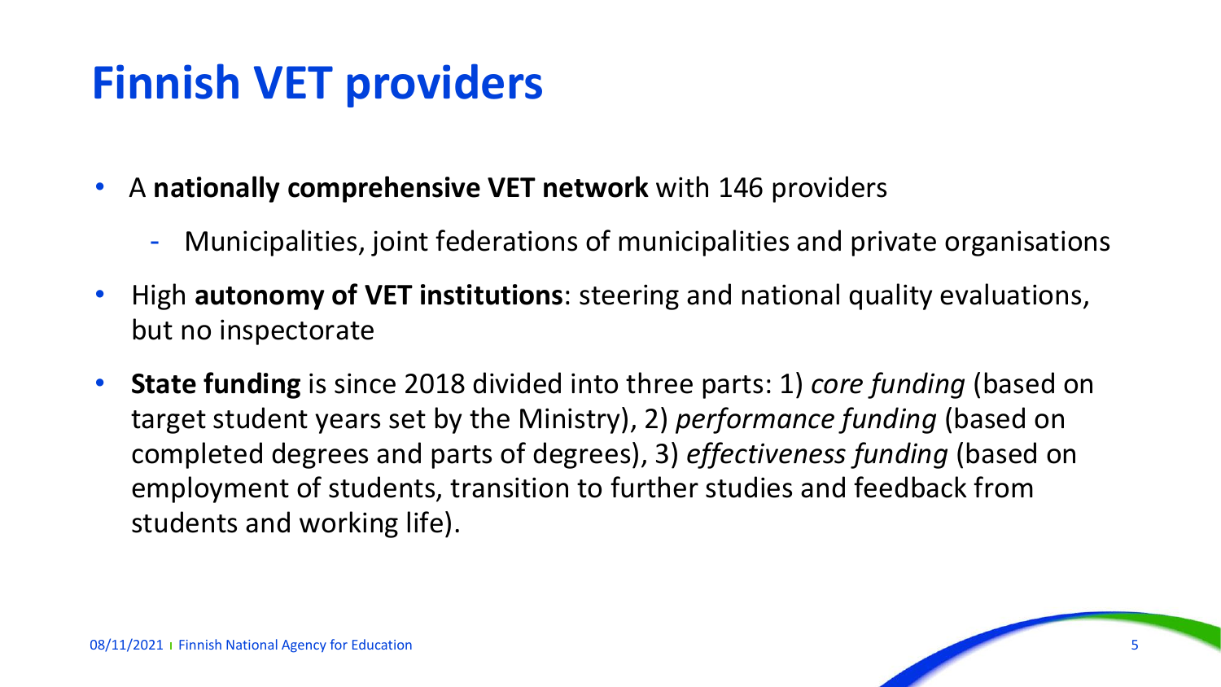# Finnish VET providers

- A **nationally comprehensive VET network** with 146 providers
  - Municipalities, joint federations of municipalities and private organisations
- High **autonomy of VET institutions**: steering and national quality evaluations, but no inspectorate
- **State funding** is since 2018 divided into three parts: 1) *core funding* (based on target student years set by the Ministry), 2) *performance funding* (based on completed degrees and parts of degrees), 3) *effectiveness funding* (based on employment of students, transition to further studies and feedback from students and working life).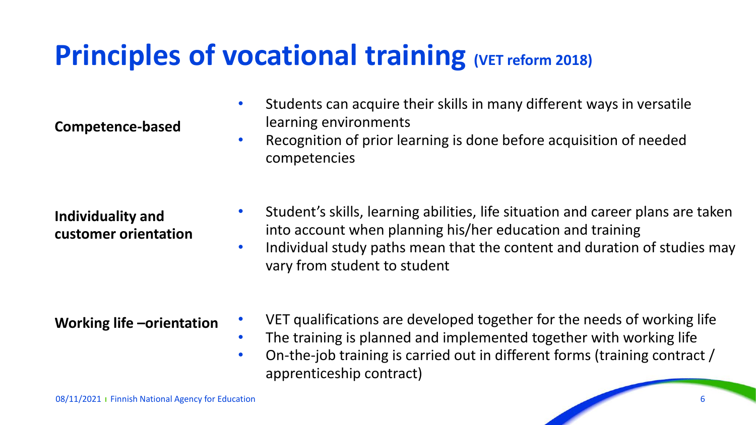# Principles of vocational training (VET reform 2018)

**Competence-based**

- Students can acquire their skills in many different ways in versatile learning environments
- Recognition of prior learning is done before acquisition of needed competencies

**Individuality and customer orientation**

- Student's skills, learning abilities, life situation and career plans are taken into account when planning his/her education and training
- Individual study paths mean that the content and duration of studies may vary from student to student

**Working life –orientation**

- VET qualifications are developed together for the needs of working life
- The training is planned and implemented together with working life
- On-the-job training is carried out in different forms (training contract / apprenticeship contract)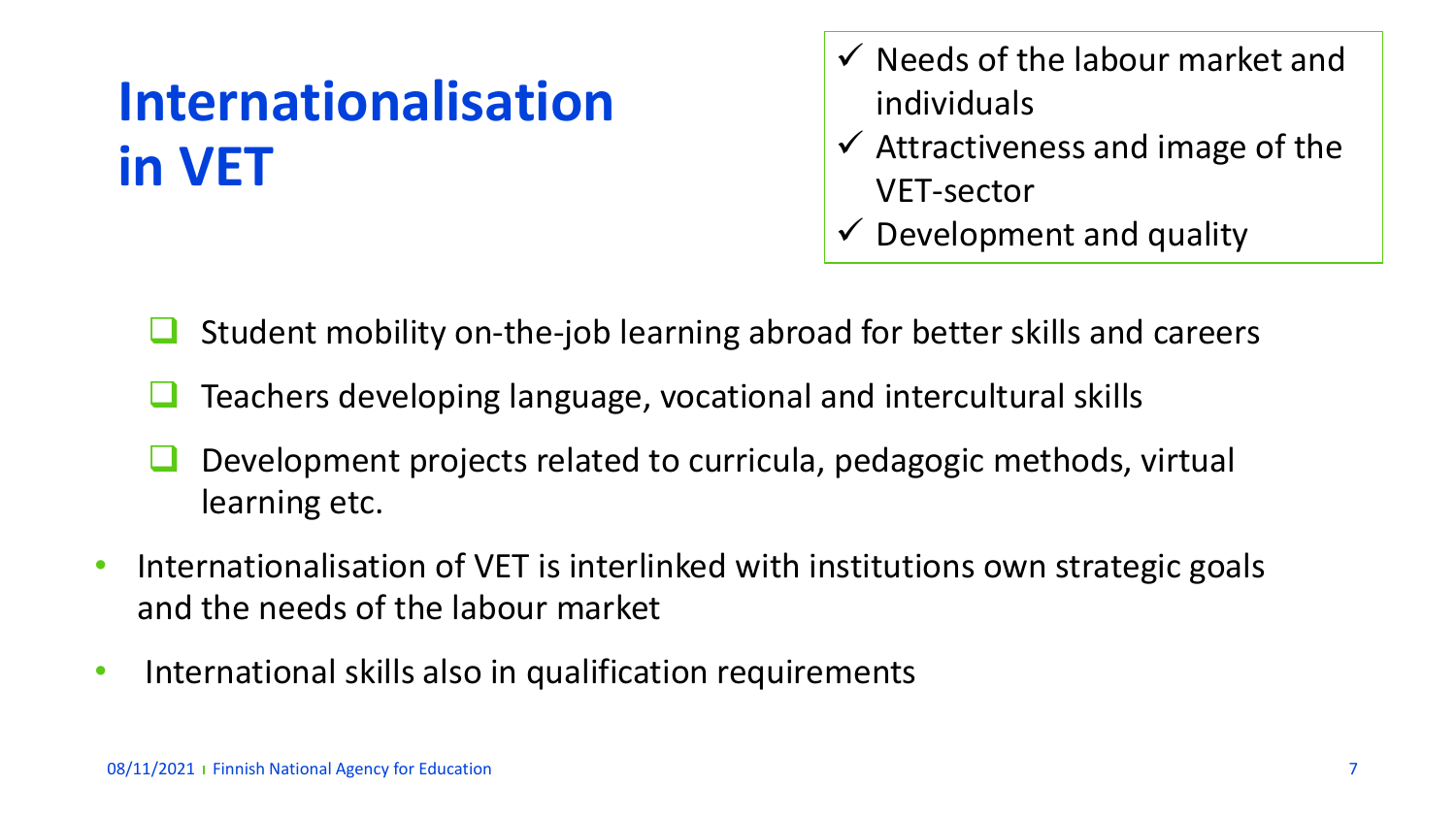# Internationalisation in VET

- ✓ Needs of the labour market and individuals
- ✓ Attractiveness and image of the VET-sector
- ✓ Development and quality

- ❑ Student mobility on-the-job learning abroad for better skills and careers
- ❑ Teachers developing language, vocational and intercultural skills
- ❑ Development projects related to curricula, pedagogic methods, virtual learning etc.

- Internationalisation of VET is interlinked with institutions own strategic goals and the needs of the labour market
- International skills also in qualification requirements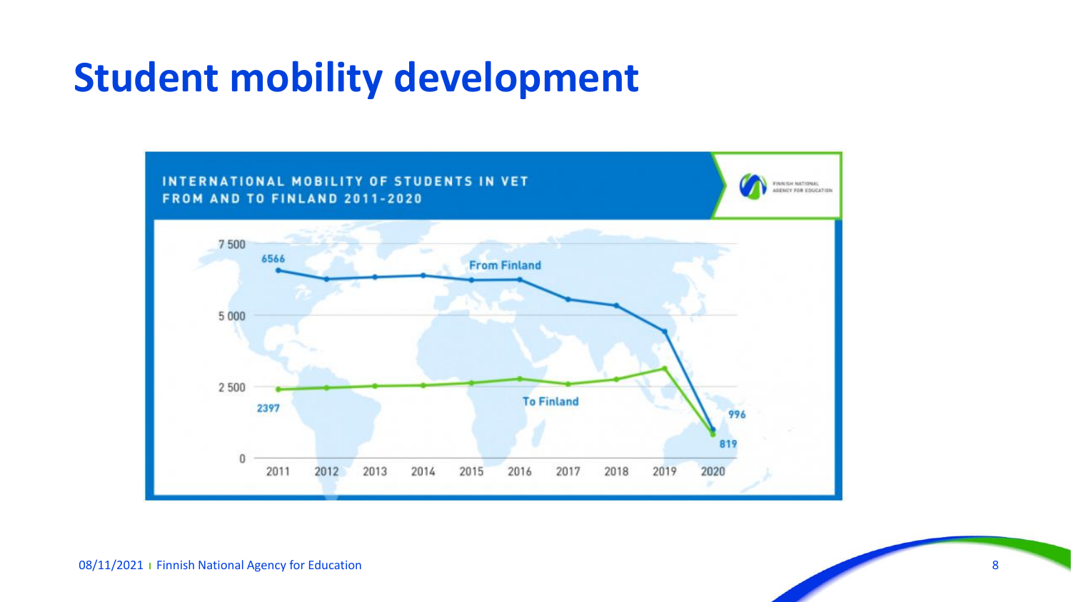# Student mobility development

INTERNATIONAL MOBILITY OF STUDENTS IN VET FROM AND TO FINLAND 2011-2020

FINNISH NATIONAL AGENCY FOR EDUCATION

7 500

5 000

2 500

0

6566

From Finland

2397

To Finland

996

819

2011 2012 2013 2014 2015 2016 2017 2018 2019 2020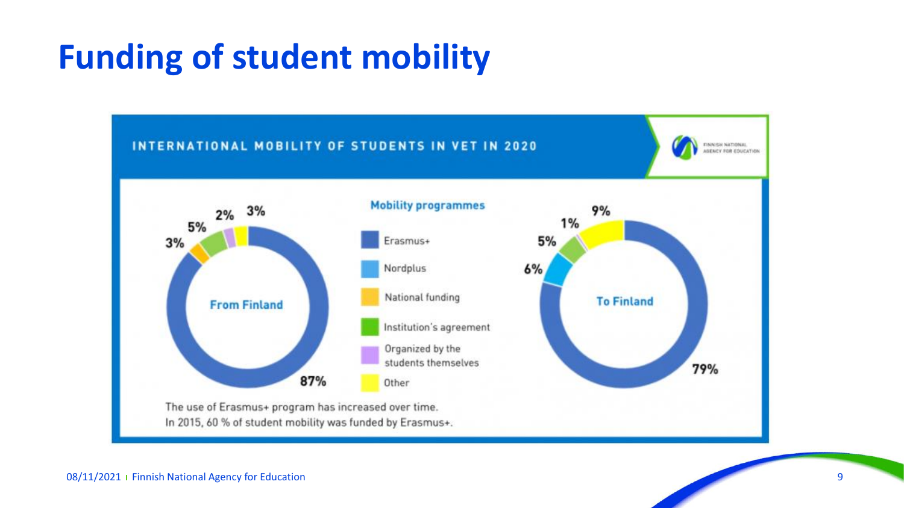# Funding of student mobility

## INTERNATIONAL MOBILITY OF STUDENTS IN VET IN 2020

FINNISH NATIONAL AGENCY FOR EDUCATION

**Mobility programmes**

| Mobility programme | From Finland | To Finland |
|---|---|---|
| Erasmus+ | 87% | 79% |
| Nordplus | | 6% |
| National funding | 3% | |
| Institution's agreement | 5% | 5% |
| Organized by the students themselves | 2% | 1% |
| Other | 3% | 9% |

The use of Erasmus+ program has increased over time.
In 2015, 60 % of student mobility was funded by Erasmus+.

08/11/2021 | Finnish National Agency for Education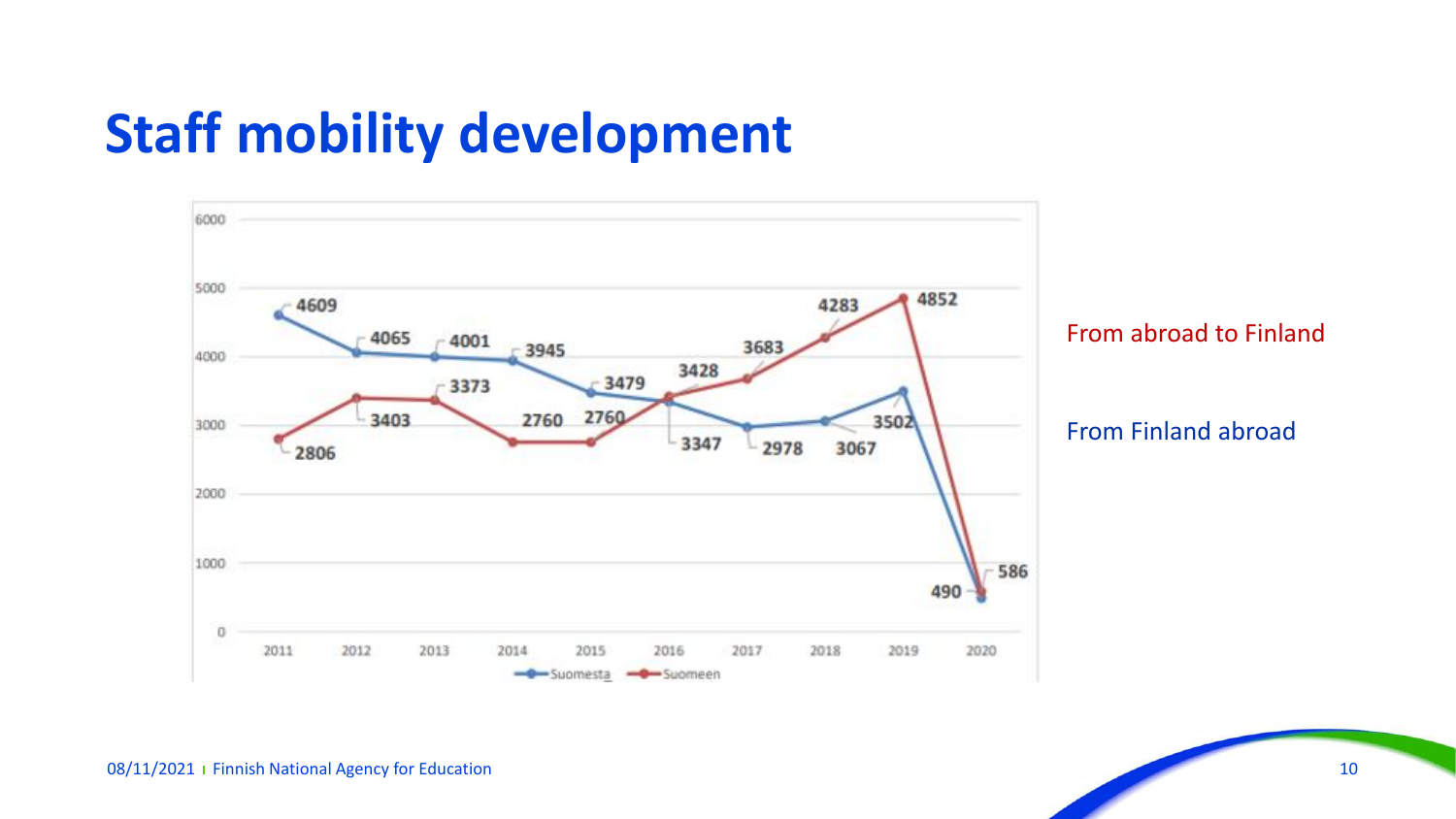# Staff mobility development

| Year | Suomesta | Suomeen |
|---|---|---|
| 2011 | 4609 | 2806 |
| 2012 | 4065 | 3403 |
| 2013 | 4001 | 3373 |
| 2014 | 3945 | 2760 |
| 2015 | 3479 | 2760 |
| 2016 | 3347 | 3428 |
| 2017 | 2978 | 3683 |
| 2018 | 3067 | 4283 |
| 2019 | 3502 | 4852 |
| 2020 | 490 | 586 |

From abroad to Finland

From Finland abroad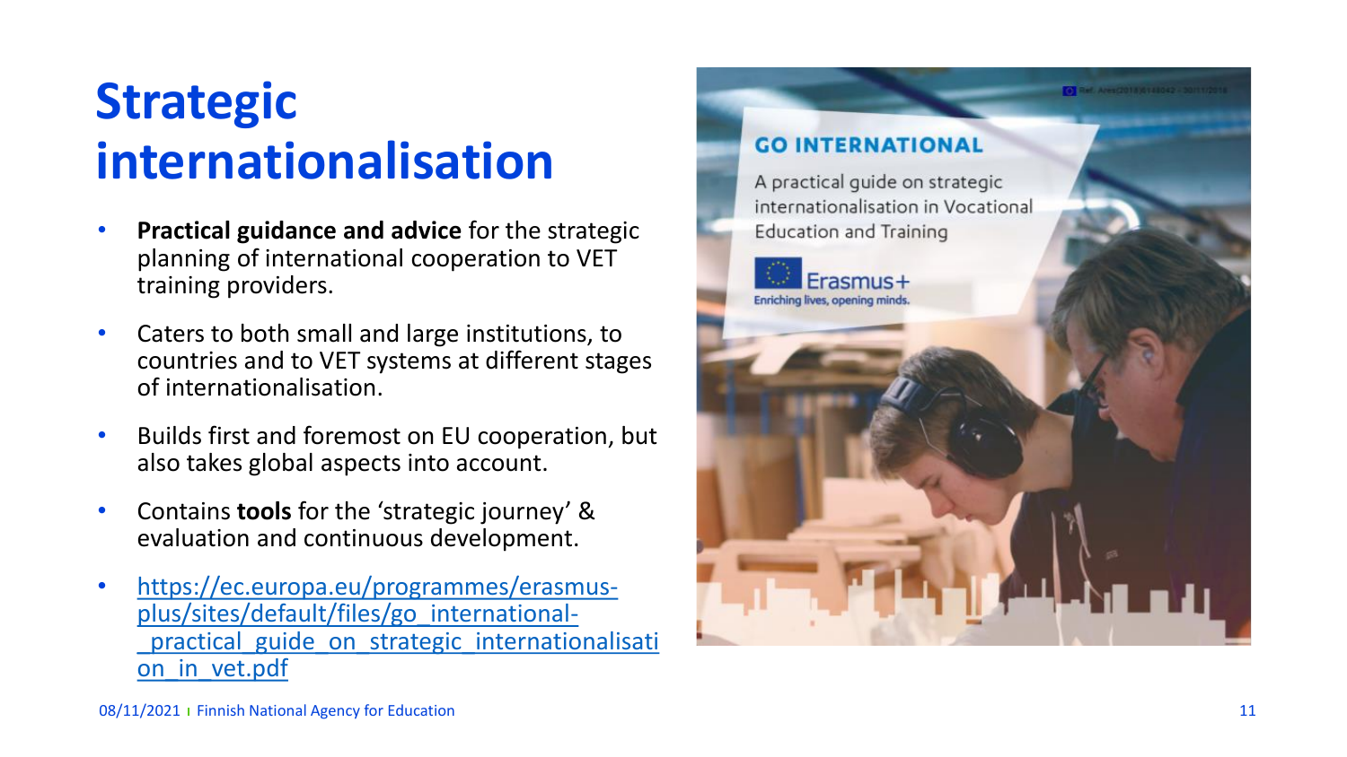# Strategic internationalisation

- **Practical guidance and advice** for the strategic planning of international cooperation to VET training providers.
- Caters to both small and large institutions, to countries and to VET systems at different stages of internationalisation.
- Builds first and foremost on EU cooperation, but also takes global aspects into account.
- Contains **tools** for the 'strategic journey' & evaluation and continuous development.
- https://ec.europa.eu/programmes/erasmus-plus/sites/default/files/go_international-_practical_guide_on_strategic_internationalisation_in_vet.pdf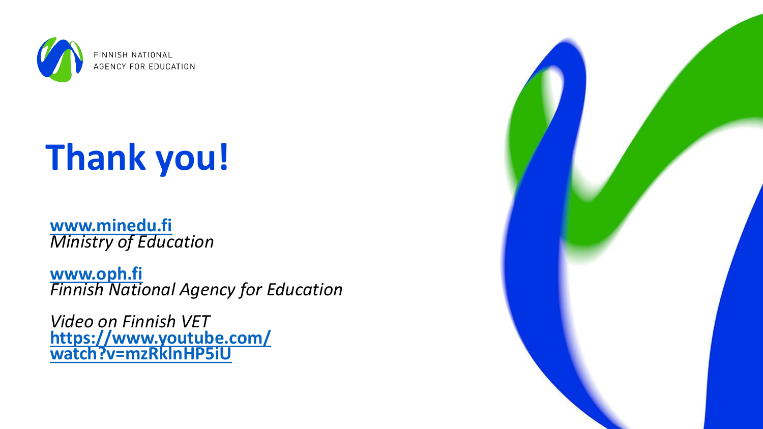FINNISH NATIONAL
AGENCY FOR EDUCATION

# Thank you!

**www.minedu.fi**
*Ministry of Education*

**www.oph.fi**
*Finnish National Agency for Education*

*Video on Finnish VET*
**https://www.youtube.com/watch?v=mzRklnHP5iU**